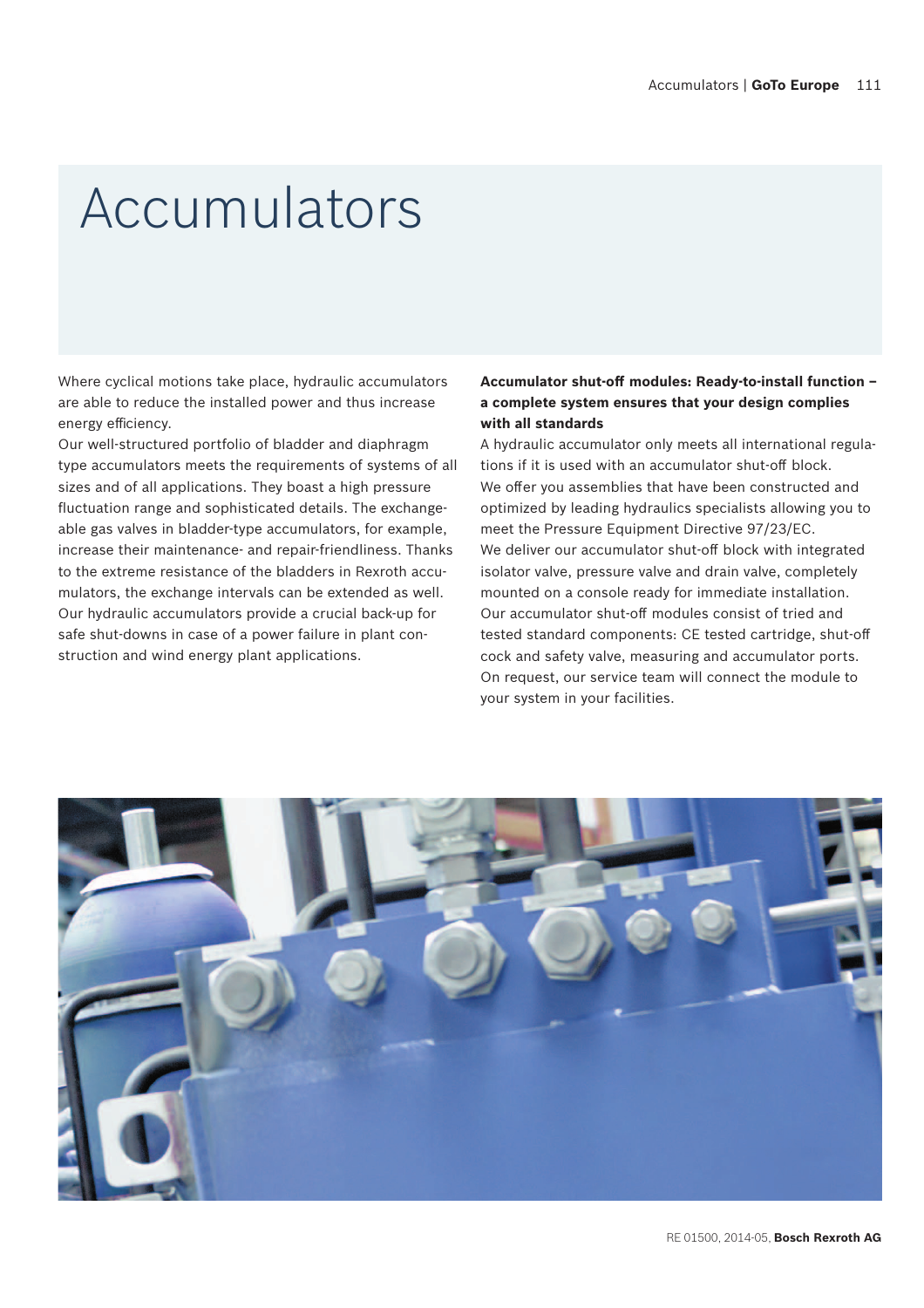# Accumulators

Where cyclical motions take place, hydraulic accumulators are able to reduce the installed power and thus increase energy efficiency.

Our well-structured portfolio of bladder and diaphragm type accumulators meets the requirements of systems of all sizes and of all applications. They boast a high pressure fluctuation range and sophisticated details. The exchangeable gas valves in bladder-type accumulators, for example, increase their maintenance- and repair-friendliness. Thanks to the extreme resistance of the bladders in Rexroth accumulators, the exchange intervals can be extended as well. Our hydraulic accumulators provide a crucial back-up for safe shut-downs in case of a power failure in plant construction and wind energy plant applications.

**Accumulator shut-off modules: Ready-to-install function – a complete system ensures that your design complies with all standards**

A hydraulic accumulator only meets all international regulations if it is used with an accumulator shut-off block.

We offer you assemblies that have been constructed and optimized by leading hydraulics specialists allowing you to meet the Pressure Equipment Directive 97/23/EC.

We deliver our accumulator shut-off block with integrated isolator valve, pressure valve and drain valve, completely mounted on a console ready for immediate installation.

Our accumulator shut-off modules consist of tried and tested standard components: CE tested cartridge, shut-off cock and safety valve, measuring and accumulator ports.

On request, our service team will connect the module to your system in your facilities.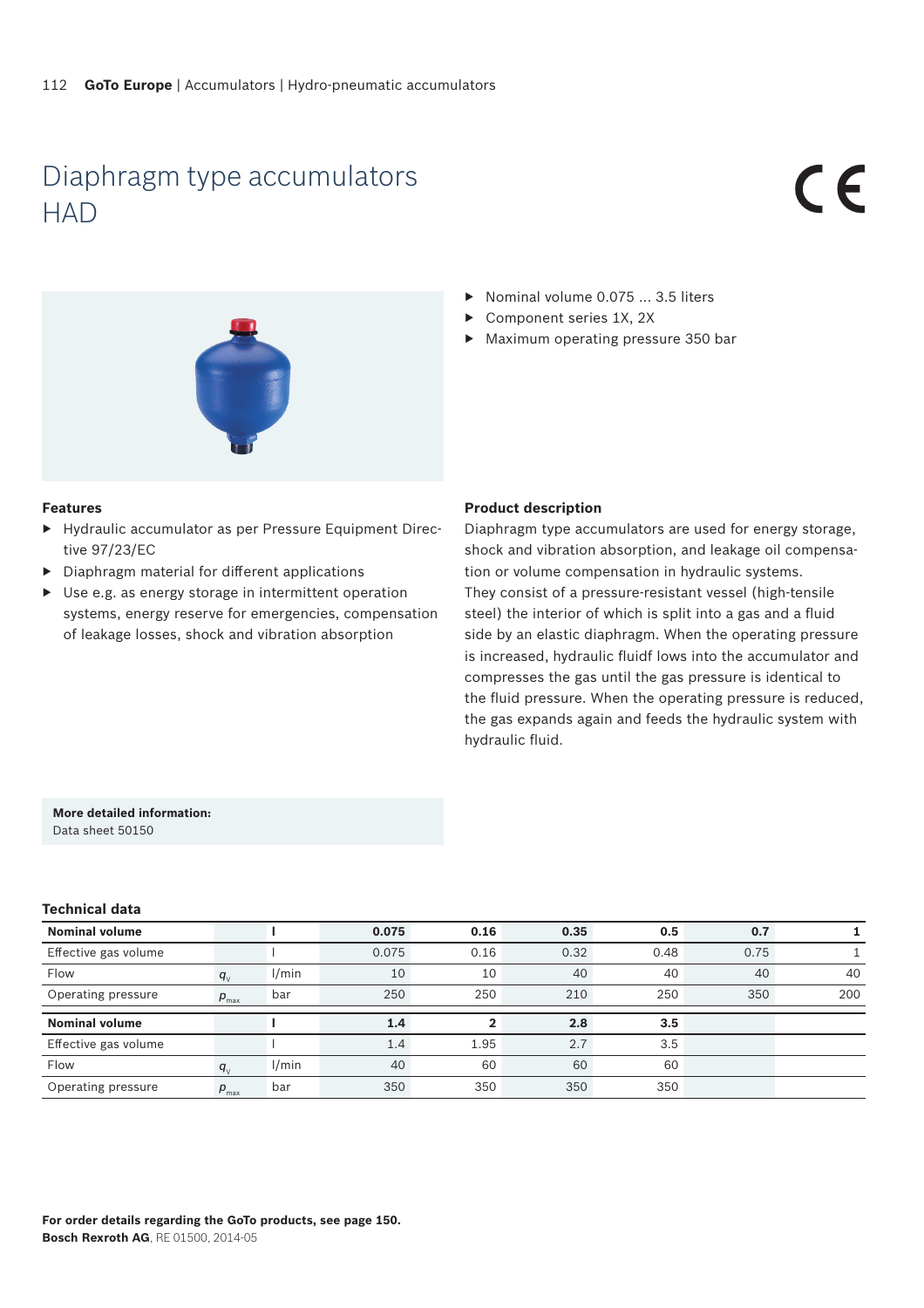// Diaphragm type accumulators HAD

# Diaphragm type accumulators HAD

CE

- Nominal volume 0.075 ... 3.5 liters
- Component series 1X, 2X
- Maximum operating pressure 350 bar

### Features

- Hydraulic accumulator as per Pressure Equipment Directive 97/23/EC
- Diaphragm material for different applications
- Use e.g. as energy storage in intermittent operation systems, energy reserve for emergencies, compensation of leakage losses, shock and vibration absorption

### Product description

Diaphragm type accumulators are used for energy storage, shock and vibration absorption, and leakage oil compensation or volume compensation in hydraulic systems.
They consist of a pressure-resistant vessel (high-tensile steel) the interior of which is split into a gas and a fluid side by an elastic diaphragm. When the operating pressure is increased, hydraulic fluidf lows into the accumulator and compresses the gas until the gas pressure is identical to the fluid pressure. When the operating pressure is reduced, the gas expands again and feeds the hydraulic system with hydraulic fluid.

**More detailed information:**
Data sheet 50150

### Technical data

| **Nominal volume** | | **l** | **0.075** | **0.16** | **0.35** | **0.5** | **0.7** | **1** |
|---|---|---|---|---|---|---|---|---|
| Effective gas volume | | l | 0.075 | 0.16 | 0.32 | 0.48 | 0.75 | 1 |
| Flow | $q_V$ | l/min | 10 | 10 | 40 | 40 | 40 | 40 |
| Operating pressure | $p_{max}$ | bar | 250 | 250 | 210 | 250 | 350 | 200 |
| **Nominal volume** | | **l** | **1.4** | **2** | **2.8** | **3.5** | | |
| Effective gas volume | | l | 1.4 | 1.95 | 2.7 | 3.5 | | |
| Flow | $q_V$ | l/min | 40 | 60 | 60 | 60 | | |
| Operating pressure | $p_{max}$ | bar | 350 | 350 | 350 | 350 | | |

**For order details regarding the GoTo products, see page 150.**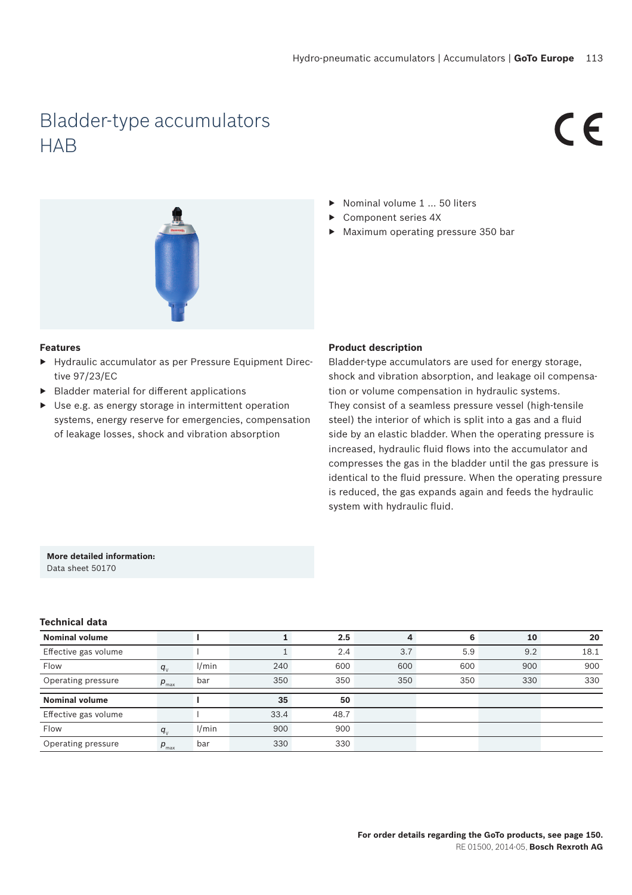# Bladder-type accumulators HAB

- Nominal volume 1 ... 50 liters
- Component series 4X
- Maximum operating pressure 350 bar

### Features

- Hydraulic accumulator as per Pressure Equipment Directive 97/23/EC
- Bladder material for different applications
- Use e.g. as energy storage in intermittent operation systems, energy reserve for emergencies, compensation of leakage losses, shock and vibration absorption

### Product description

Bladder-type accumulators are used for energy storage, shock and vibration absorption, and leakage oil compensation or volume compensation in hydraulic systems.
They consist of a seamless pressure vessel (high-tensile steel) the interior of which is split into a gas and a fluid side by an elastic bladder. When the operating pressure is increased, hydraulic fluid flows into the accumulator and compresses the gas in the bladder until the gas pressure is identical to the fluid pressure. When the operating pressure is reduced, the gas expands again and feeds the hydraulic system with hydraulic fluid.

**More detailed information:**
Data sheet 50170

### Technical data

| **Nominal volume** | | **l** | **1** | **2.5** | **4** | **6** | **10** | **20** |
|---|---|---|---|---|---|---|---|---|
| Effective gas volume | | l | 1 | 2.4 | 3.7 | 5.9 | 9.2 | 18.1 |
| Flow | $q_V$ | l/min | 240 | 600 | 600 | 600 | 900 | 900 |
| Operating pressure | $p_{max}$ | bar | 350 | 350 | 350 | 350 | 330 | 330 |
| **Nominal volume** | | **l** | **35** | **50** | | | | |
| Effective gas volume | | l | 33.4 | 48.7 | | | | |
| Flow | $q_V$ | l/min | 900 | 900 | | | | |
| Operating pressure | $p_{max}$ | bar | 330 | 330 | | | | |

**For order details regarding the GoTo products, see page 150.**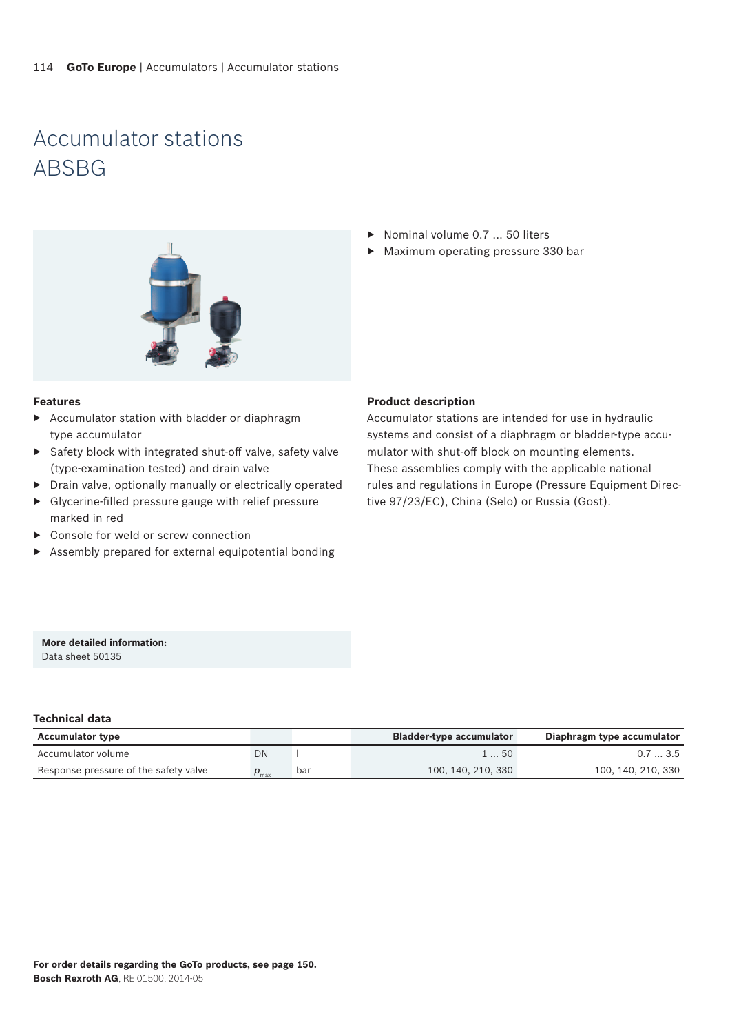# Accumulator stations ABSBG

- Nominal volume 0.7 ... 50 liters
- Maximum operating pressure 330 bar

### Features

- Accumulator station with bladder or diaphragm type accumulator
- Safety block with integrated shut-off valve, safety valve (type-examination tested) and drain valve
- Drain valve, optionally manually or electrically operated
- Glycerine-filled pressure gauge with relief pressure marked in red
- Console for weld or screw connection
- Assembly prepared for external equipotential bonding

### Product description

Accumulator stations are intended for use in hydraulic systems and consist of a diaphragm or bladder-type accumulator with shut-off block on mounting elements.
These assemblies comply with the applicable national rules and regulations in Europe (Pressure Equipment Directive 97/23/EC), China (Selo) or Russia (Gost).

**More detailed information:**
Data sheet 50135

### Technical data

| Accumulator type | | | Bladder-type accumulator | Diaphragm type accumulator |
|---|---|---|---|---|
| Accumulator volume | DN | l | 1 ... 50 | 0.7 ... 3.5 |
| Response pressure of the safety valve | $p_{max}$ | bar | 100, 140, 210, 330 | 100, 140, 210, 330 |

**For order details regarding the GoTo products, see page 150.**